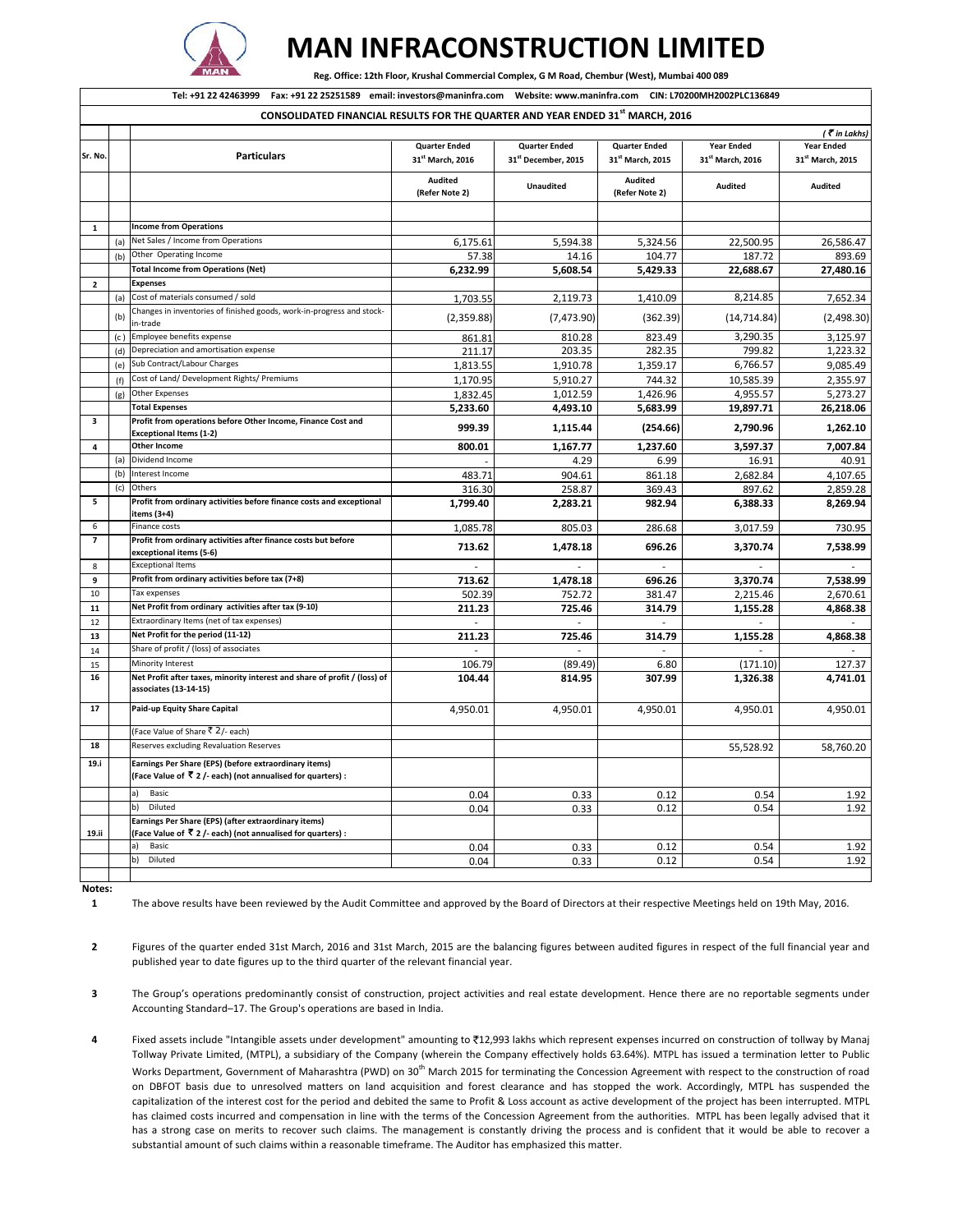# MAN INFRACONSTRUCTION LIMITED

Reg. Office: 12th Floor, Krushal Commercial Complex, G M Road, Chembur (West), Mumbai 400 089

Tel: +91 22 42463999 Fax: +91 22 25251589 email: investors@maninfra.com Website: www.maninfra.com CIN: L70200MH2002PLC136849

## CONSOLIDATED FINANCIAL RESULTS FOR THE QUARTER AND YEAR ENDED 31st MARCH, 2016

(₹ in Lakhs)

| Sr. No. | | Particulars | Quarter Ended 31st March, 2016 | Quarter Ended 31st December, 2015 | Quarter Ended 31st March, 2015 | Year Ended 31st March, 2016 | Year Ended 31st March, 2015 |
|---|---|---|---|---|---|---|---|
| | | | Audited (Refer Note 2) | Unaudited | Audited (Refer Note 2) | Audited | Audited |
| 1 | | **Income from Operations** | | | | | |
| | (a) | Net Sales / Income from Operations | 6,175.61 | 5,594.38 | 5,324.56 | 22,500.95 | 26,586.47 |
| | (b) | Other Operating Income | 57.38 | 14.16 | 104.77 | 187.72 | 893.69 |
| | | **Total Income from Operations (Net)** | **6,232.99** | **5,608.54** | **5,429.33** | **22,688.67** | **27,480.16** |
| 2 | | **Expenses** | | | | | |
| | (a) | Cost of materials consumed / sold | 1,703.55 | 2,119.73 | 1,410.09 | 8,214.85 | 7,652.34 |
| | (b) | Changes in inventories of finished goods, work-in-progress and stock-in-trade | (2,359.88) | (7,473.90) | (362.39) | (14,714.84) | (2,498.30) |
| | (c) | Employee benefits expense | 861.81 | 810.28 | 823.49 | 3,290.35 | 3,125.97 |
| | (d) | Depreciation and amortisation expense | 211.17 | 203.35 | 282.35 | 799.82 | 1,223.32 |
| | (e) | Sub Contract/Labour Charges | 1,813.55 | 1,910.78 | 1,359.17 | 6,766.57 | 9,085.49 |
| | (f) | Cost of Land/ Development Rights/ Premiums | 1,170.95 | 5,910.27 | 744.32 | 10,585.39 | 2,355.97 |
| | (g) | Other Expenses | 1,832.45 | 1,012.59 | 1,426.96 | 4,955.57 | 5,273.27 |
| | | **Total Expenses** | **5,233.60** | **4,493.10** | **5,683.99** | **19,897.71** | **26,218.06** |
| 3 | | **Profit from operations before Other Income, Finance Cost and Exceptional Items (1-2)** | **999.39** | **1,115.44** | **(254.66)** | **2,790.96** | **1,262.10** |
| 4 | | **Other Income** | **800.01** | **1,167.77** | **1,237.60** | **3,597.37** | **7,007.84** |
| | (a) | Dividend Income | - | 4.29 | 6.99 | 16.91 | 40.91 |
| | (b) | Interest Income | 483.71 | 904.61 | 861.18 | 2,682.84 | 4,107.65 |
| | (c) | Others | 316.30 | 258.87 | 369.43 | 897.62 | 2,859.28 |
| 5 | | **Profit from ordinary activities before finance costs and exceptional items (3+4)** | **1,799.40** | **2,283.21** | **982.94** | **6,388.33** | **8,269.94** |
| 6 | | Finance costs | 1,085.78 | 805.03 | 286.68 | 3,017.59 | 730.95 |
| 7 | | **Profit from ordinary activities after finance costs but before exceptional items (5-6)** | **713.62** | **1,478.18** | **696.26** | **3,370.74** | **7,538.99** |
| 8 | | Exceptional Items | - | - | - | - | - |
| 9 | | **Profit from ordinary activities before tax (7+8)** | **713.62** | **1,478.18** | **696.26** | **3,370.74** | **7,538.99** |
| 10 | | Tax expenses | 502.39 | 752.72 | 381.47 | 2,215.46 | 2,670.61 |
| 11 | | **Net Profit from ordinary activities after tax (9-10)** | **211.23** | **725.46** | **314.79** | **1,155.28** | **4,868.38** |
| 12 | | Extraordinary Items (net of tax expenses) | - | - | - | - | - |
| 13 | | **Net Profit for the period (11-12)** | **211.23** | **725.46** | **314.79** | **1,155.28** | **4,868.38** |
| 14 | | Share of profit / (loss) of associates | - | - | - | - | - |
| 15 | | Minority Interest | 106.79 | (89.49) | 6.80 | (171.10) | 127.37 |
| 16 | | **Net Profit after taxes, minority interest and share of profit / (loss) of associates (13-14-15)** | **104.44** | **814.95** | **307.99** | **1,326.38** | **4,741.01** |
| 17 | | **Paid-up Equity Share Capital** | 4,950.01 | 4,950.01 | 4,950.01 | 4,950.01 | 4,950.01 |
| | | (Face Value of Share ₹ 2/- each) | | | | | |
| 18 | | Reserves excluding Revaluation Reserves | | | | 55,528.92 | 58,760.20 |
| 19.i | | **Earnings Per Share (EPS) (before extraordinary items) (Face Value of ₹ 2 /- each) (not annualised for quarters) :** | | | | | |
| | | a) Basic | 0.04 | 0.33 | 0.12 | 0.54 | 1.92 |
| | | b) Diluted | 0.04 | 0.33 | 0.12 | 0.54 | 1.92 |
| 19.ii | | **Earnings Per Share (EPS) (after extraordinary items) (Face Value of ₹ 2 /- each) (not annualised for quarters) :** | | | | | |
| | | a) Basic | 0.04 | 0.33 | 0.12 | 0.54 | 1.92 |
| | | b) Diluted | 0.04 | 0.33 | 0.12 | 0.54 | 1.92 |

**Notes:**

1. The above results have been reviewed by the Audit Committee and approved by the Board of Directors at their respective Meetings held on 19th May, 2016.

2. Figures of the quarter ended 31st March, 2016 and 31st March, 2015 are the balancing figures between audited figures in respect of the full financial year and published year to date figures up to the third quarter of the relevant financial year.

3. The Group's operations predominantly consist of construction, project activities and real estate development. Hence there are no reportable segments under Accounting Standard–17. The Group's operations are based in India.

4. Fixed assets include "Intangible assets under development" amounting to ₹12,993 lakhs which represent expenses incurred on construction of tollway by Manaj Tollway Private Limited, (MTPL), a subsidiary of the Company (wherein the Company effectively holds 63.64%). MTPL has issued a termination letter to Public Works Department, Government of Maharashtra (PWD) on 30th March 2015 for terminating the Concession Agreement with respect to the construction of road on DBFOT basis due to unresolved matters on land acquisition and forest clearance and has stopped the work. Accordingly, MTPL has suspended the capitalization of the interest cost for the period and debited the same to Profit & Loss account as active development of the project has been interrupted. MTPL has claimed costs incurred and compensation in line with the terms of the Concession Agreement from the authorities. MTPL has been legally advised that it has a strong case on merits to recover such claims. The management is constantly driving the process and is confident that it would be able to recover a substantial amount of such claims within a reasonable timeframe. The Auditor has emphasized this matter.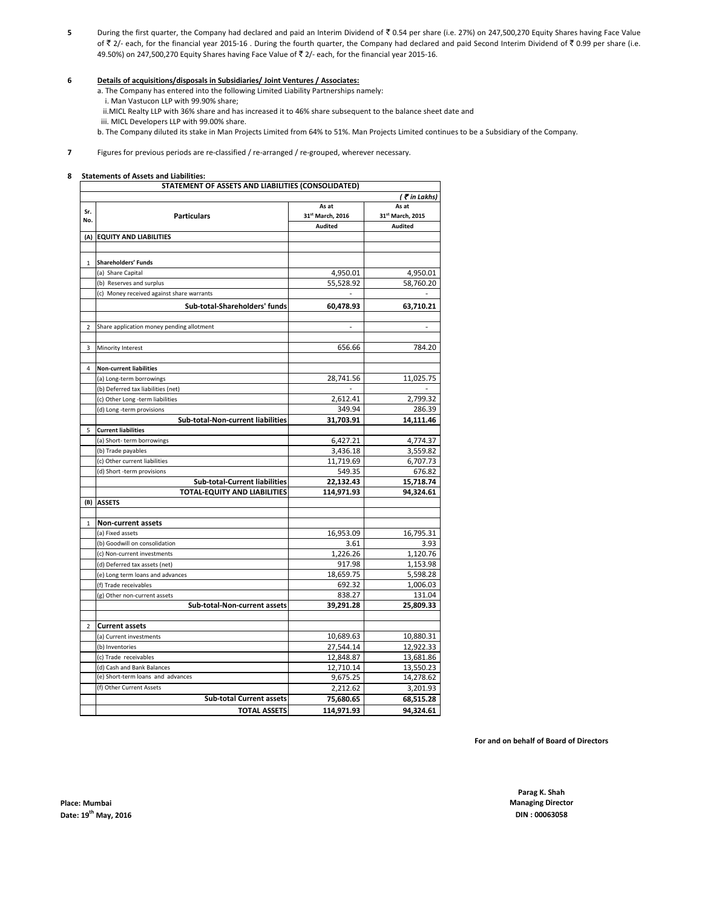5 During the first quarter, the Company had declared and paid an Interim Dividend of ₹ 0.54 per share (i.e. 27%) on 247,500,270 Equity Shares having Face Value of ₹ 2/- each, for the financial year 2015-16 . During the fourth quarter, the Company had declared and paid Second Interim Dividend of ₹ 0.99 per share (i.e. 49.50%) on 247,500,270 Equity Shares having Face Value of ₹ 2/- each, for the financial year 2015-16.

6 **Details of acquisitions/disposals in Subsidiaries/ Joint Ventures / Associates:**

a. The Company has entered into the following Limited Liability Partnerships namely:

i. Man Vastucon LLP with 99.90% share;

ii.MICL Realty LLP with 36% share and has increased it to 46% share subsequent to the balance sheet date and

iii. MICL Developers LLP with 99.00% share.

b. The Company diluted its stake in Man Projects Limited from 64% to 51%. Man Projects Limited continues to be a Subsidiary of the Company.

7 Figures for previous periods are re-classified / re-arranged / re-grouped, wherever necessary.

8 **Statements of Assets and Liabilities:**

**STATEMENT OF ASSETS AND LIABILITIES (CONSOLIDATED)**

*( ₹ in Lakhs)*

| Sr. No. | Particulars | As at 31st March, 2016 Audited | As at 31st March, 2015 Audited |
|---|---|---|---|
| **(A)** | **EQUITY AND LIABILITIES** | | |
| 1 | **Shareholders' Funds** | | |
| | (a) Share Capital | 4,950.01 | 4,950.01 |
| | (b) Reserves and surplus | 55,528.92 | 58,760.20 |
| | (c) Money received against share warrants | - | - |
| | **Sub-total-Shareholders' funds** | **60,478.93** | **63,710.21** |
| 2 | Share application money pending allotment | - | - |
| 3 | Minority Interest | 656.66 | 784.20 |
| 4 | **Non-current liabilities** | | |
| | (a) Long-term borrowings | 28,741.56 | 11,025.75 |
| | (b) Deferred tax liabilities (net) | - | - |
| | (c) Other Long -term liabilities | 2,612.41 | 2,799.32 |
| | (d) Long -term provisions | 349.94 | 286.39 |
| | **Sub-total-Non-current liabilities** | **31,703.91** | **14,111.46** |
| 5 | **Current liabilities** | | |
| | (a) Short- term borrowings | 6,427.21 | 4,774.37 |
| | (b) Trade payables | 3,436.18 | 3,559.82 |
| | (c) Other current liabilities | 11,719.69 | 6,707.73 |
| | (d) Short -term provisions | 549.35 | 676.82 |
| | **Sub-total-Current liabilities** | **22,132.43** | **15,718.74** |
| | **TOTAL-EQUITY AND LIABILITIES** | **114,971.93** | **94,324.61** |
| **(B)** | **ASSETS** | | |
| 1 | **Non-current assets** | | |
| | (a) Fixed assets | 16,953.09 | 16,795.31 |
| | (b) Goodwill on consolidation | 3.61 | 3.93 |
| | (c) Non-current investments | 1,226.26 | 1,120.76 |
| | (d) Deferred tax assets (net) | 917.98 | 1,153.98 |
| | (e) Long term loans and advances | 18,659.75 | 5,598.28 |
| | (f) Trade receivables | 692.32 | 1,006.03 |
| | (g) Other non-current assets | 838.27 | 131.04 |
| | **Sub-total-Non-current assets** | **39,291.28** | **25,809.33** |
| 2 | **Current assets** | | |
| | (a) Current investments | 10,689.63 | 10,880.31 |
| | (b) Inventories | 27,544.14 | 12,922.33 |
| | (c) Trade receivables | 12,848.87 | 13,681.86 |
| | (d) Cash and Bank Balances | 12,710.14 | 13,550.23 |
| | (e) Short-term loans and advances | 9,675.25 | 14,278.62 |
| | (f) Other Current Assets | 2,212.62 | 3,201.93 |
| | **Sub-total Current assets** | **75,680.65** | **68,515.28** |
| | **TOTAL ASSETS** | **114,971.93** | **94,324.61** |

**For and on behalf of Board of Directors**

**Place: Mumbai**
**Date: 19th May, 2016**

**Parag K. Shah**
**Managing Director**
**DIN : 00063058**